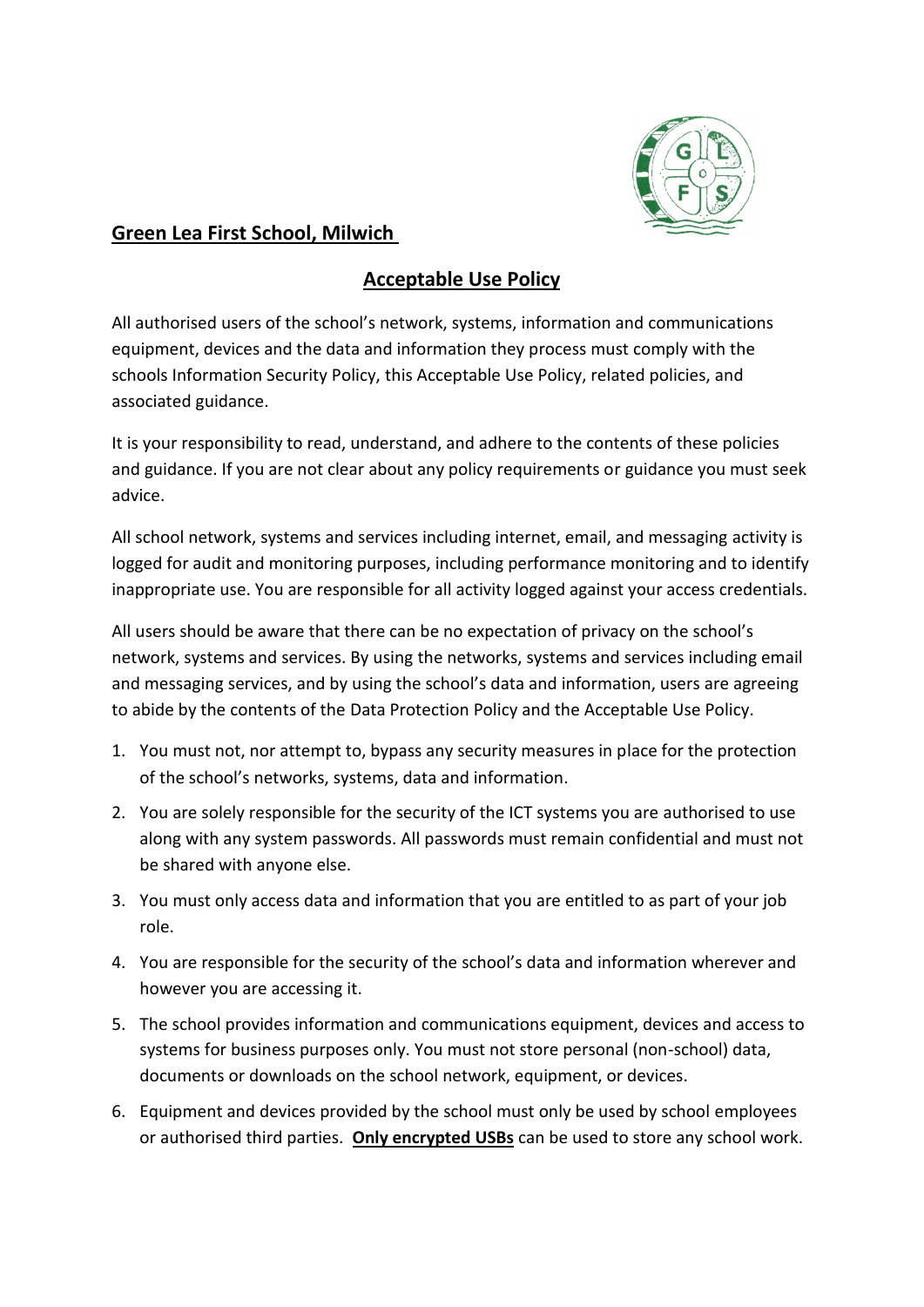**Green Lea First School, Milwich**

# Acceptable Use Policy

All authorised users of the school's network, systems, information and communications equipment, devices and the data and information they process must comply with the schools Information Security Policy, this Acceptable Use Policy, related policies, and associated guidance.

It is your responsibility to read, understand, and adhere to the contents of these policies and guidance. If you are not clear about any policy requirements or guidance you must seek advice.

All school network, systems and services including internet, email, and messaging activity is logged for audit and monitoring purposes, including performance monitoring and to identify inappropriate use. You are responsible for all activity logged against your access credentials.

All users should be aware that there can be no expectation of privacy on the school's network, systems and services. By using the networks, systems and services including email and messaging services, and by using the school's data and information, users are agreeing to abide by the contents of the Data Protection Policy and the Acceptable Use Policy.

1. You must not, nor attempt to, bypass any security measures in place for the protection of the school's networks, systems, data and information.
2. You are solely responsible for the security of the ICT systems you are authorised to use along with any system passwords. All passwords must remain confidential and must not be shared with anyone else.
3. You must only access data and information that you are entitled to as part of your job role.
4. You are responsible for the security of the school's data and information wherever and however you are accessing it.
5. The school provides information and communications equipment, devices and access to systems for business purposes only. You must not store personal (non-school) data, documents or downloads on the school network, equipment, or devices.
6. Equipment and devices provided by the school must only be used by school employees or authorised third parties. **Only encrypted USBs** can be used to store any school work.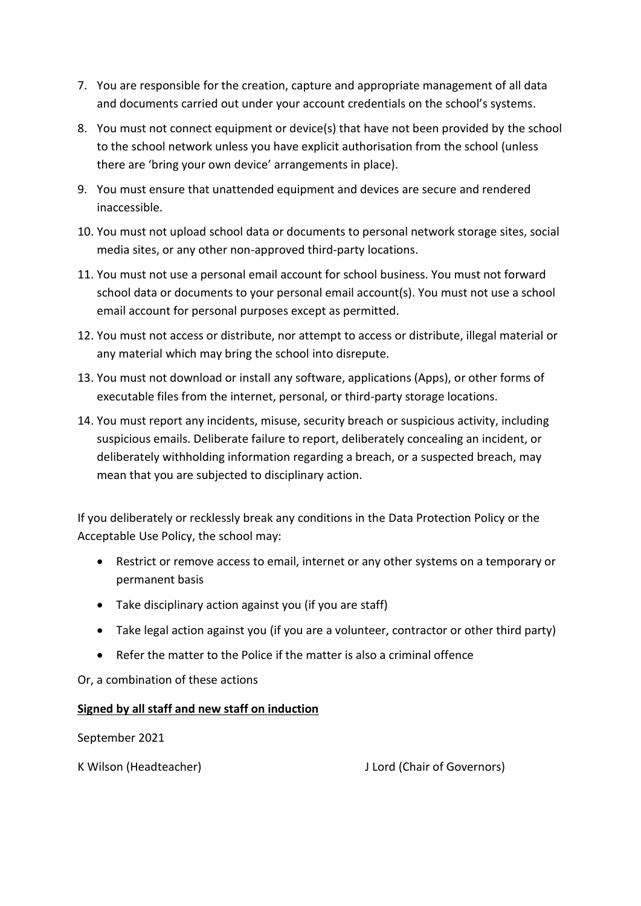7. You are responsible for the creation, capture and appropriate management of all data and documents carried out under your account credentials on the school's systems.
8. You must not connect equipment or device(s) that have not been provided by the school to the school network unless you have explicit authorisation from the school (unless there are 'bring your own device' arrangements in place).
9. You must ensure that unattended equipment and devices are secure and rendered inaccessible.
10. You must not upload school data or documents to personal network storage sites, social media sites, or any other non-approved third-party locations.
11. You must not use a personal email account for school business. You must not forward school data or documents to your personal email account(s). You must not use a school email account for personal purposes except as permitted.
12. You must not access or distribute, nor attempt to access or distribute, illegal material or any material which may bring the school into disrepute.
13. You must not download or install any software, applications (Apps), or other forms of executable files from the internet, personal, or third-party storage locations.
14. You must report any incidents, misuse, security breach or suspicious activity, including suspicious emails. Deliberate failure to report, deliberately concealing an incident, or deliberately withholding information regarding a breach, or a suspected breach, may mean that you are subjected to disciplinary action.

If you deliberately or recklessly break any conditions in the Data Protection Policy or the Acceptable Use Policy, the school may:

- Restrict or remove access to email, internet or any other systems on a temporary or permanent basis
- Take disciplinary action against you (if you are staff)
- Take legal action against you (if you are a volunteer, contractor or other third party)
- Refer the matter to the Police if the matter is also a criminal offence

Or, a combination of these actions

**Signed by all staff and new staff on induction**

September 2021

K Wilson (Headteacher)                J Lord (Chair of Governors)